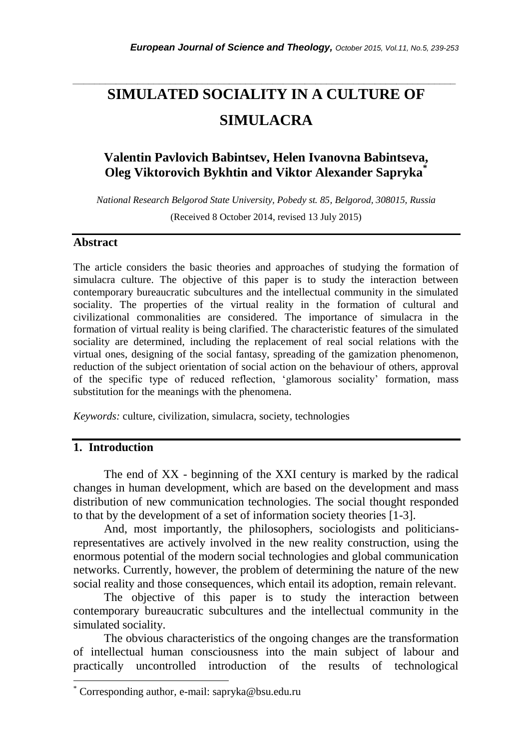# SIMULATED SOCIALITY IN A CULTURE OF SIMULACRA

**Valentin Pavlovich Babintsev, Helen Ivanovna Babintseva, Oleg Viktorovich Bykhtin and Viktor Alexander Sapryka***

*National Research Belgorod State University, Pobedy st. 85, Belgorod, 308015, Russia*

(Received 8 October 2014, revised 13 July 2015)

## Abstract

The article considers the basic theories and approaches of studying the formation of simulacra culture. The objective of this paper is to study the interaction between contemporary bureaucratic subcultures and the intellectual community in the simulated sociality. The properties of the virtual reality in the formation of cultural and civilizational commonalities are considered. The importance of simulacra in the formation of virtual reality is being clarified. The characteristic features of the simulated sociality are determined, including the replacement of real social relations with the virtual ones, designing of the social fantasy, spreading of the gamization phenomenon, reduction of the subject orientation of social action on the behaviour of others, approval of the specific type of reduced reflection, 'glamorous sociality' formation, mass substitution for the meanings with the phenomena.

*Keywords:* culture, civilization, simulacra, society, technologies

## 1. Introduction

The end of XX - beginning of the XXI century is marked by the radical changes in human development, which are based on the development and mass distribution of new communication technologies. The social thought responded to that by the development of a set of information society theories [1-3].

And, most importantly, the philosophers, sociologists and politicians-representatives are actively involved in the new reality construction, using the enormous potential of the modern social technologies and global communication networks. Currently, however, the problem of determining the nature of the new social reality and those consequences, which entail its adoption, remain relevant.

The objective of this paper is to study the interaction between contemporary bureaucratic subcultures and the intellectual community in the simulated sociality.

The obvious characteristics of the ongoing changes are the transformation of intellectual human consciousness into the main subject of labour and practically uncontrolled introduction of the results of technological

---

* Corresponding author, e-mail: sapryka@bsu.edu.ru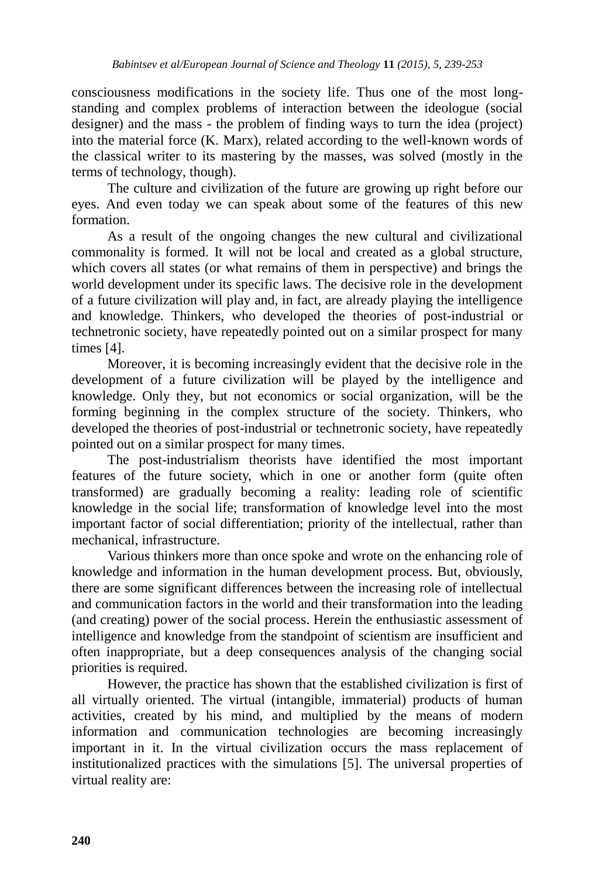consciousness modifications in the society life. Thus one of the most long-standing and complex problems of interaction between the ideologue (social designer) and the mass - the problem of finding ways to turn the idea (project) into the material force (K. Marx), related according to the well-known words of the classical writer to its mastering by the masses, was solved (mostly in the terms of technology, though).

The culture and civilization of the future are growing up right before our eyes. And even today we can speak about some of the features of this new formation.

As a result of the ongoing changes the new cultural and civilizational commonality is formed. It will not be local and created as a global structure, which covers all states (or what remains of them in perspective) and brings the world development under its specific laws. The decisive role in the development of a future civilization will play and, in fact, are already playing the intelligence and knowledge. Thinkers, who developed the theories of post-industrial or technetronic society, have repeatedly pointed out on a similar prospect for many times [4].

Moreover, it is becoming increasingly evident that the decisive role in the development of a future civilization will be played by the intelligence and knowledge. Only they, but not economics or social organization, will be the forming beginning in the complex structure of the society. Thinkers, who developed the theories of post-industrial or technetronic society, have repeatedly pointed out on a similar prospect for many times.

The post-industrialism theorists have identified the most important features of the future society, which in one or another form (quite often transformed) are gradually becoming a reality: leading role of scientific knowledge in the social life; transformation of knowledge level into the most important factor of social differentiation; priority of the intellectual, rather than mechanical, infrastructure.

Various thinkers more than once spoke and wrote on the enhancing role of knowledge and information in the human development process. But, obviously, there are some significant differences between the increasing role of intellectual and communication factors in the world and their transformation into the leading (and creating) power of the social process. Herein the enthusiastic assessment of intelligence and knowledge from the standpoint of scientism are insufficient and often inappropriate, but a deep consequences analysis of the changing social priorities is required.

However, the practice has shown that the established civilization is first of all virtually oriented. The virtual (intangible, immaterial) products of human activities, created by his mind, and multiplied by the means of modern information and communication technologies are becoming increasingly important in it. In the virtual civilization occurs the mass replacement of institutionalized practices with the simulations [5]. The universal properties of virtual reality are: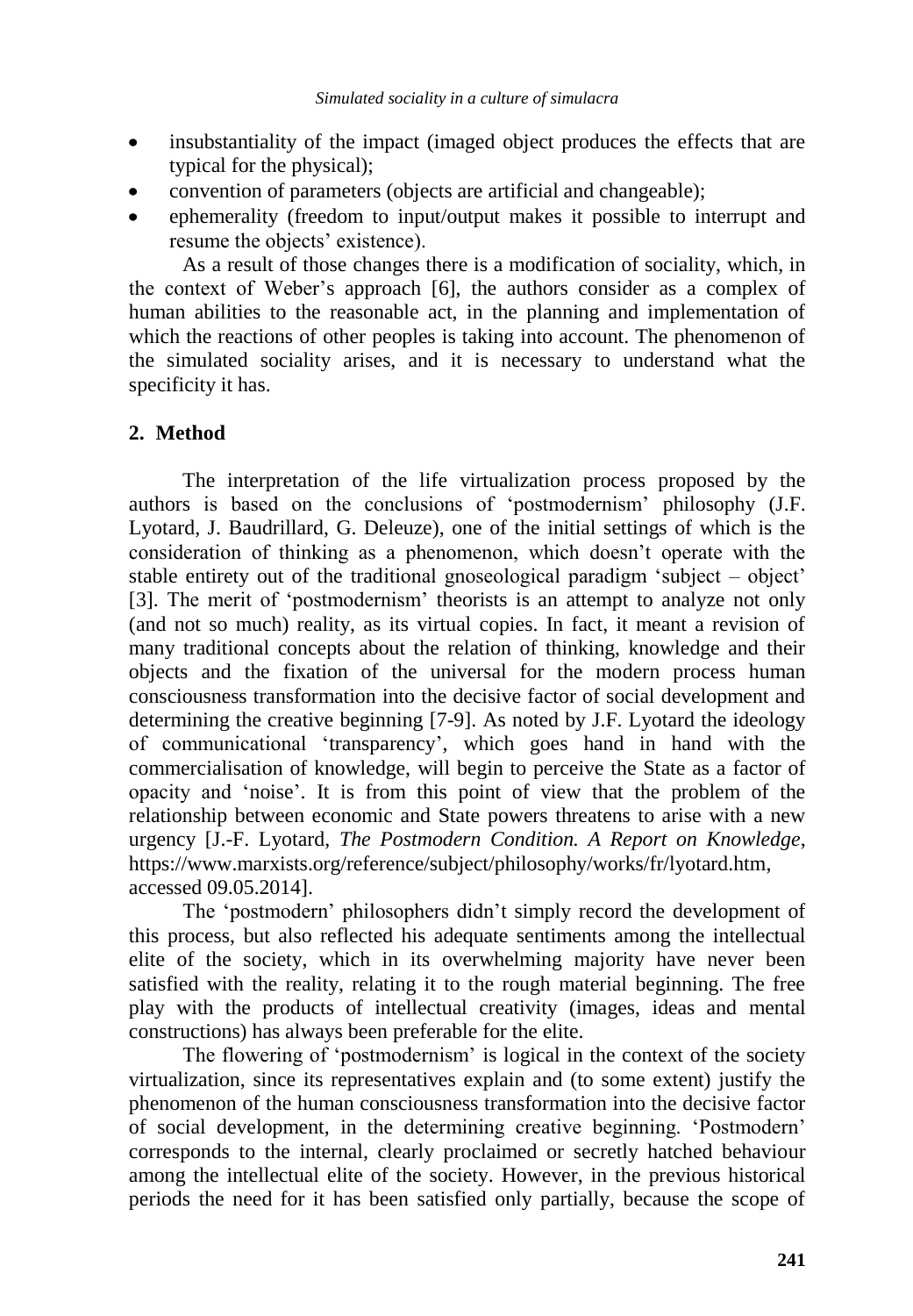- insubstantiality of the impact (imaged object produces the effects that are typical for the physical);
- convention of parameters (objects are artificial and changeable);
- ephemerality (freedom to input/output makes it possible to interrupt and resume the objects' existence).

As a result of those changes there is a modification of sociality, which, in the context of Weber's approach [6], the authors consider as a complex of human abilities to the reasonable act, in the planning and implementation of which the reactions of other peoples is taking into account. The phenomenon of the simulated sociality arises, and it is necessary to understand what the specificity it has.

## 2. Method

The interpretation of the life virtualization process proposed by the authors is based on the conclusions of 'postmodernism' philosophy (J.F. Lyotard, J. Baudrillard, G. Deleuze), one of the initial settings of which is the consideration of thinking as a phenomenon, which doesn't operate with the stable entirety out of the traditional gnoseological paradigm 'subject – object' [3]. The merit of 'postmodernism' theorists is an attempt to analyze not only (and not so much) reality, as its virtual copies. In fact, it meant a revision of many traditional concepts about the relation of thinking, knowledge and their objects and the fixation of the universal for the modern process human consciousness transformation into the decisive factor of social development and determining the creative beginning [7-9]. As noted by J.F. Lyotard the ideology of communicational 'transparency', which goes hand in hand with the commercialisation of knowledge, will begin to perceive the State as a factor of opacity and 'noise'. It is from this point of view that the problem of the relationship between economic and State powers threatens to arise with a new urgency [J.-F. Lyotard, *The Postmodern Condition. A Report on Knowledge*, https://www.marxists.org/reference/subject/philosophy/works/fr/lyotard.htm, accessed 09.05.2014].

The 'postmodern' philosophers didn't simply record the development of this process, but also reflected his adequate sentiments among the intellectual elite of the society, which in its overwhelming majority have never been satisfied with the reality, relating it to the rough material beginning. The free play with the products of intellectual creativity (images, ideas and mental constructions) has always been preferable for the elite.

The flowering of 'postmodernism' is logical in the context of the society virtualization, since its representatives explain and (to some extent) justify the phenomenon of the human consciousness transformation into the decisive factor of social development, in the determining creative beginning. 'Postmodern' corresponds to the internal, clearly proclaimed or secretly hatched behaviour among the intellectual elite of the society. However, in the previous historical periods the need for it has been satisfied only partially, because the scope of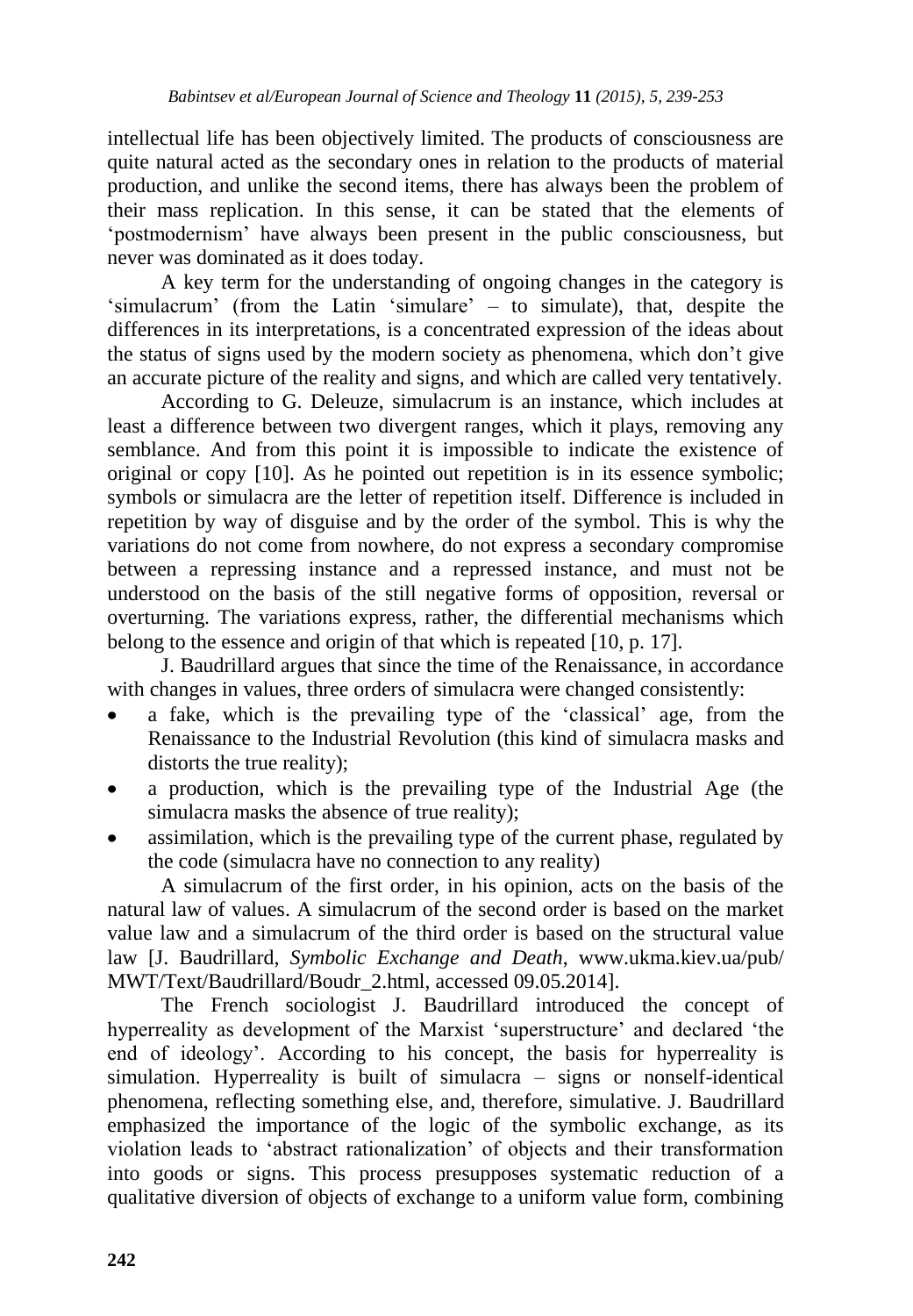intellectual life has been objectively limited. The products of consciousness are quite natural acted as the secondary ones in relation to the products of material production, and unlike the second items, there has always been the problem of their mass replication. In this sense, it can be stated that the elements of 'postmodernism' have always been present in the public consciousness, but never was dominated as it does today.

A key term for the understanding of ongoing changes in the category is 'simulacrum' (from the Latin 'simulare' – to simulate), that, despite the differences in its interpretations, is a concentrated expression of the ideas about the status of signs used by the modern society as phenomena, which don't give an accurate picture of the reality and signs, and which are called very tentatively.

According to G. Deleuze, simulacrum is an instance, which includes at least a difference between two divergent ranges, which it plays, removing any semblance. And from this point it is impossible to indicate the existence of original or copy [10]. As he pointed out repetition is in its essence symbolic; symbols or simulacra are the letter of repetition itself. Difference is included in repetition by way of disguise and by the order of the symbol. This is why the variations do not come from nowhere, do not express a secondary compromise between a repressing instance and a repressed instance, and must not be understood on the basis of the still negative forms of opposition, reversal or overturning. The variations express, rather, the differential mechanisms which belong to the essence and origin of that which is repeated [10, p. 17].

J. Baudrillard argues that since the time of the Renaissance, in accordance with changes in values, three orders of simulacra were changed consistently:

- a fake, which is the prevailing type of the 'classical' age, from the Renaissance to the Industrial Revolution (this kind of simulacra masks and distorts the true reality);
- a production, which is the prevailing type of the Industrial Age (the simulacra masks the absence of true reality);
- assimilation, which is the prevailing type of the current phase, regulated by the code (simulacra have no connection to any reality)

A simulacrum of the first order, in his opinion, acts on the basis of the natural law of values. A simulacrum of the second order is based on the market value law and a simulacrum of the third order is based on the structural value law [J. Baudrillard, *Symbolic Exchange and Death*, www.ukma.kiev.ua/pub/MWT/Text/Baudrillard/Boudr_2.html, accessed 09.05.2014].

The French sociologist J. Baudrillard introduced the concept of hyperreality as development of the Marxist 'superstructure' and declared 'the end of ideology'. According to his concept, the basis for hyperreality is simulation. Hyperreality is built of simulacra – signs or nonself-identical phenomena, reflecting something else, and, therefore, simulative. J. Baudrillard emphasized the importance of the logic of the symbolic exchange, as its violation leads to 'abstract rationalization' of objects and their transformation into goods or signs. This process presupposes systematic reduction of a qualitative diversion of objects of exchange to a uniform value form, combining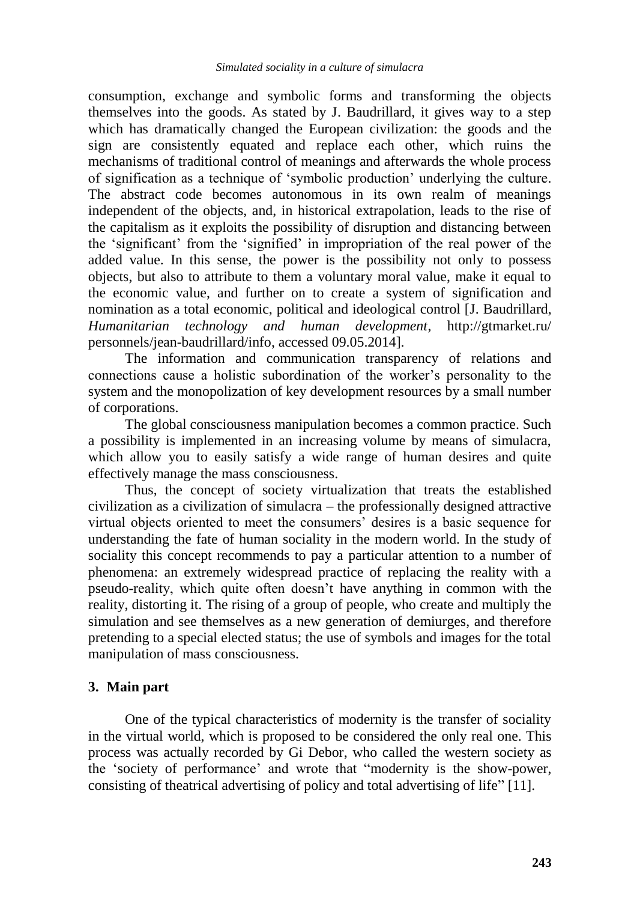consumption, exchange and symbolic forms and transforming the objects themselves into the goods. As stated by J. Baudrillard, it gives way to a step which has dramatically changed the European civilization: the goods and the sign are consistently equated and replace each other, which ruins the mechanisms of traditional control of meanings and afterwards the whole process of signification as a technique of 'symbolic production' underlying the culture. The abstract code becomes autonomous in its own realm of meanings independent of the objects, and, in historical extrapolation, leads to the rise of the capitalism as it exploits the possibility of disruption and distancing between the 'significant' from the 'signified' in impropriation of the real power of the added value. In this sense, the power is the possibility not only to possess objects, but also to attribute to them a voluntary moral value, make it equal to the economic value, and further on to create a system of signification and nomination as a total economic, political and ideological control [J. Baudrillard, *Humanitarian technology and human development*, http://gtmarket.ru/personnels/jean-baudrillard/info, accessed 09.05.2014].

The information and communication transparency of relations and connections cause a holistic subordination of the worker's personality to the system and the monopolization of key development resources by a small number of corporations.

The global consciousness manipulation becomes a common practice. Such a possibility is implemented in an increasing volume by means of simulacra, which allow you to easily satisfy a wide range of human desires and quite effectively manage the mass consciousness.

Thus, the concept of society virtualization that treats the established civilization as a civilization of simulacra – the professionally designed attractive virtual objects oriented to meet the consumers' desires is a basic sequence for understanding the fate of human sociality in the modern world. In the study of sociality this concept recommends to pay a particular attention to a number of phenomena: an extremely widespread practice of replacing the reality with a pseudo-reality, which quite often doesn't have anything in common with the reality, distorting it. The rising of a group of people, who create and multiply the simulation and see themselves as a new generation of demiurges, and therefore pretending to a special elected status; the use of symbols and images for the total manipulation of mass consciousness.

## 3. Main part

One of the typical characteristics of modernity is the transfer of sociality in the virtual world, which is proposed to be considered the only real one. This process was actually recorded by Gi Debor, who called the western society as the 'society of performance' and wrote that "modernity is the show-power, consisting of theatrical advertising of policy and total advertising of life" [11].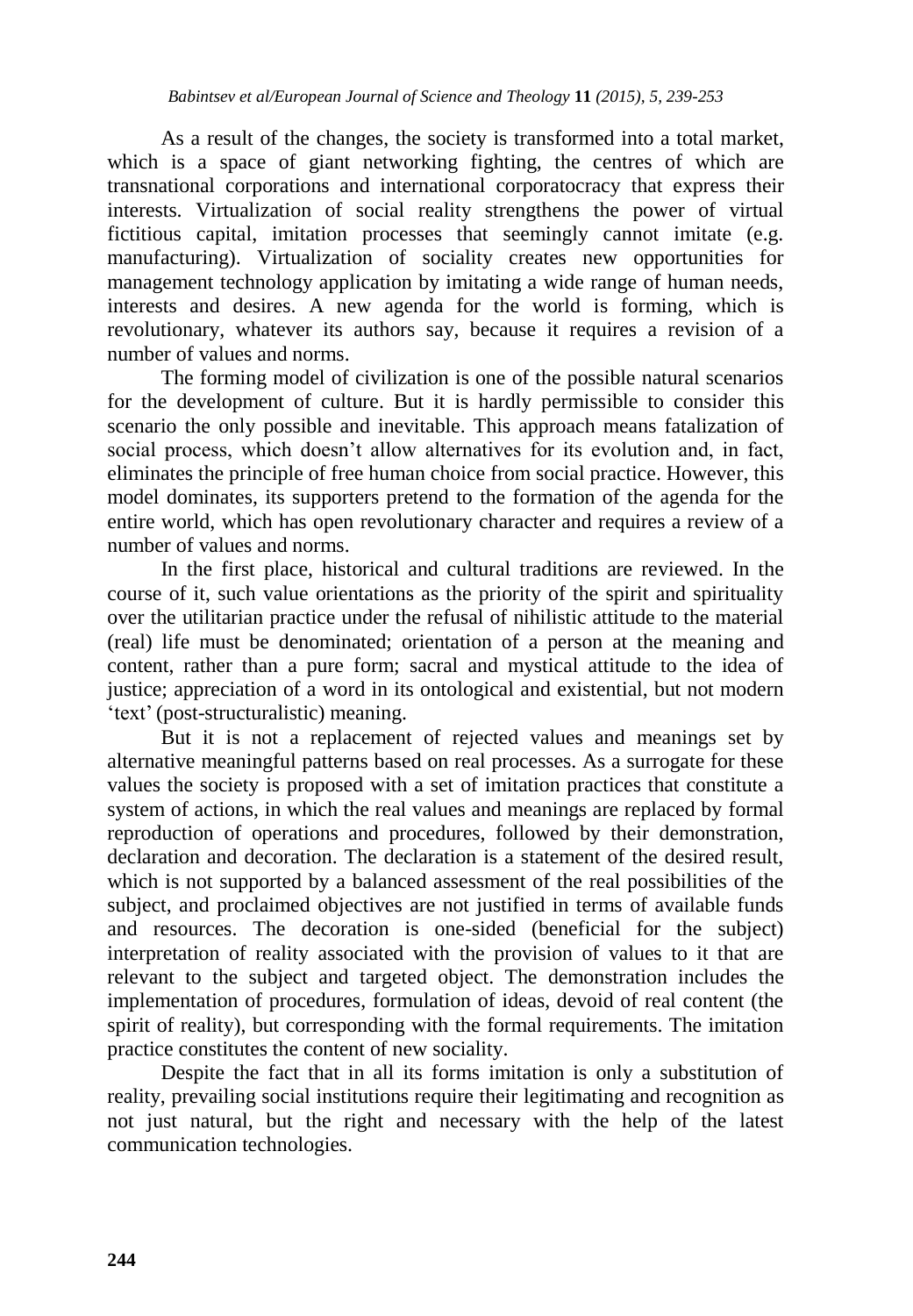As a result of the changes, the society is transformed into a total market, which is a space of giant networking fighting, the centres of which are transnational corporations and international corporatocracy that express their interests. Virtualization of social reality strengthens the power of virtual fictitious capital, imitation processes that seemingly cannot imitate (e.g. manufacturing). Virtualization of sociality creates new opportunities for management technology application by imitating a wide range of human needs, interests and desires. A new agenda for the world is forming, which is revolutionary, whatever its authors say, because it requires a revision of a number of values and norms.

The forming model of civilization is one of the possible natural scenarios for the development of culture. But it is hardly permissible to consider this scenario the only possible and inevitable. This approach means fatalization of social process, which doesn't allow alternatives for its evolution and, in fact, eliminates the principle of free human choice from social practice. However, this model dominates, its supporters pretend to the formation of the agenda for the entire world, which has open revolutionary character and requires a review of a number of values and norms.

In the first place, historical and cultural traditions are reviewed. In the course of it, such value orientations as the priority of the spirit and spirituality over the utilitarian practice under the refusal of nihilistic attitude to the material (real) life must be denominated; orientation of a person at the meaning and content, rather than a pure form; sacral and mystical attitude to the idea of justice; appreciation of a word in its ontological and existential, but not modern 'text' (post-structuralistic) meaning.

But it is not a replacement of rejected values and meanings set by alternative meaningful patterns based on real processes. As a surrogate for these values the society is proposed with a set of imitation practices that constitute a system of actions, in which the real values and meanings are replaced by formal reproduction of operations and procedures, followed by their demonstration, declaration and decoration. The declaration is a statement of the desired result, which is not supported by a balanced assessment of the real possibilities of the subject, and proclaimed objectives are not justified in terms of available funds and resources. The decoration is one-sided (beneficial for the subject) interpretation of reality associated with the provision of values to it that are relevant to the subject and targeted object. The demonstration includes the implementation of procedures, formulation of ideas, devoid of real content (the spirit of reality), but corresponding with the formal requirements. The imitation practice constitutes the content of new sociality.

Despite the fact that in all its forms imitation is only a substitution of reality, prevailing social institutions require their legitimating and recognition as not just natural, but the right and necessary with the help of the latest communication technologies.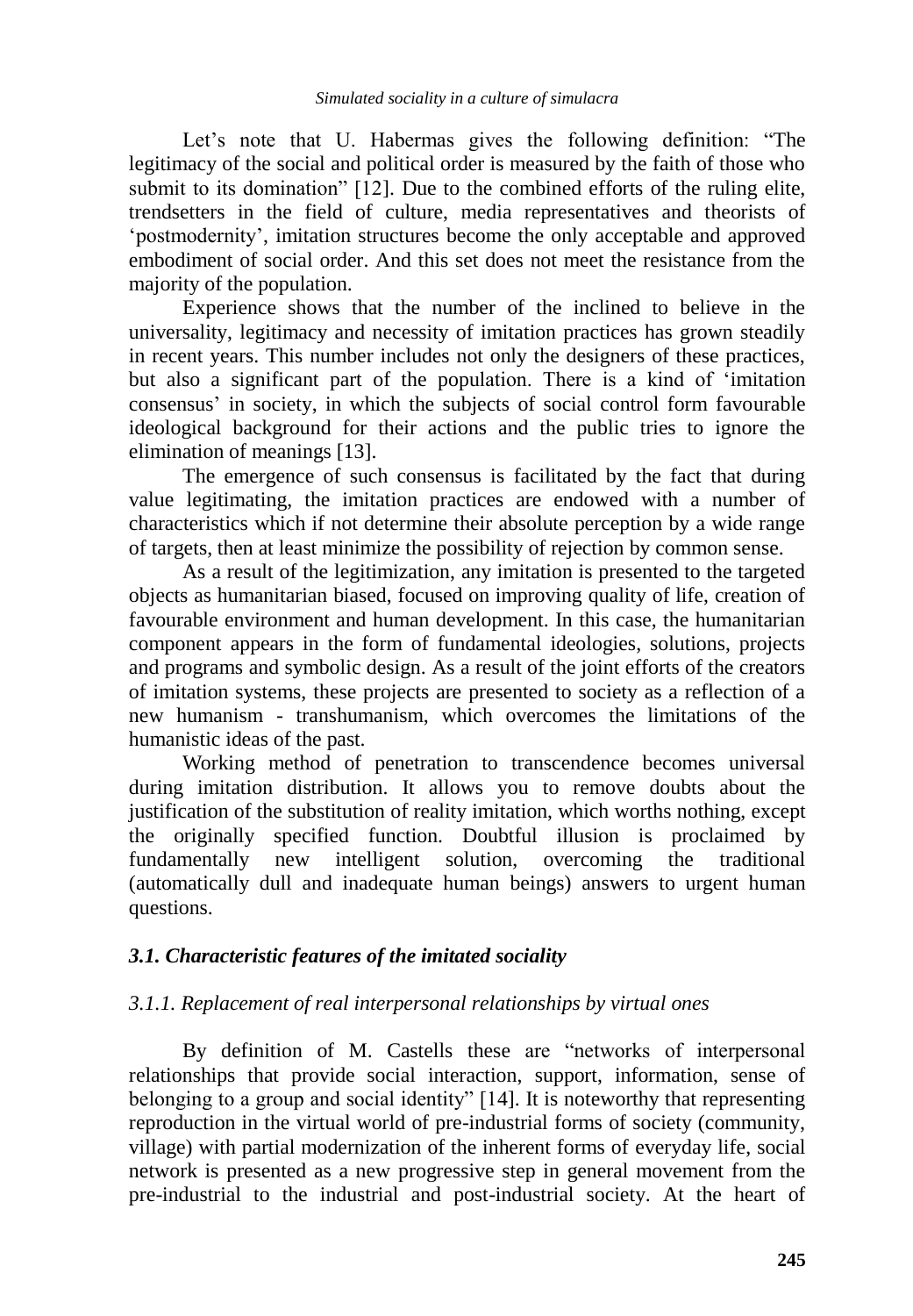Let's note that U. Habermas gives the following definition: "The legitimacy of the social and political order is measured by the faith of those who submit to its domination" [12]. Due to the combined efforts of the ruling elite, trendsetters in the field of culture, media representatives and theorists of 'postmodernity', imitation structures become the only acceptable and approved embodiment of social order. And this set does not meet the resistance from the majority of the population.

Experience shows that the number of the inclined to believe in the universality, legitimacy and necessity of imitation practices has grown steadily in recent years. This number includes not only the designers of these practices, but also a significant part of the population. There is a kind of 'imitation consensus' in society, in which the subjects of social control form favourable ideological background for their actions and the public tries to ignore the elimination of meanings [13].

The emergence of such consensus is facilitated by the fact that during value legitimating, the imitation practices are endowed with a number of characteristics which if not determine their absolute perception by a wide range of targets, then at least minimize the possibility of rejection by common sense.

As a result of the legitimization, any imitation is presented to the targeted objects as humanitarian biased, focused on improving quality of life, creation of favourable environment and human development. In this case, the humanitarian component appears in the form of fundamental ideologies, solutions, projects and programs and symbolic design. As a result of the joint efforts of the creators of imitation systems, these projects are presented to society as a reflection of a new humanism - transhumanism, which overcomes the limitations of the humanistic ideas of the past.

Working method of penetration to transcendence becomes universal during imitation distribution. It allows you to remove doubts about the justification of the substitution of reality imitation, which worths nothing, except the originally specified function. Doubtful illusion is proclaimed by fundamentally new intelligent solution, overcoming the traditional (automatically dull and inadequate human beings) answers to urgent human questions.

### *3.1. Characteristic features of the imitated sociality*

#### *3.1.1. Replacement of real interpersonal relationships by virtual ones*

By definition of M. Castells these are "networks of interpersonal relationships that provide social interaction, support, information, sense of belonging to a group and social identity" [14]. It is noteworthy that representing reproduction in the virtual world of pre-industrial forms of society (community, village) with partial modernization of the inherent forms of everyday life, social network is presented as a new progressive step in general movement from the pre-industrial to the industrial and post-industrial society. At the heart of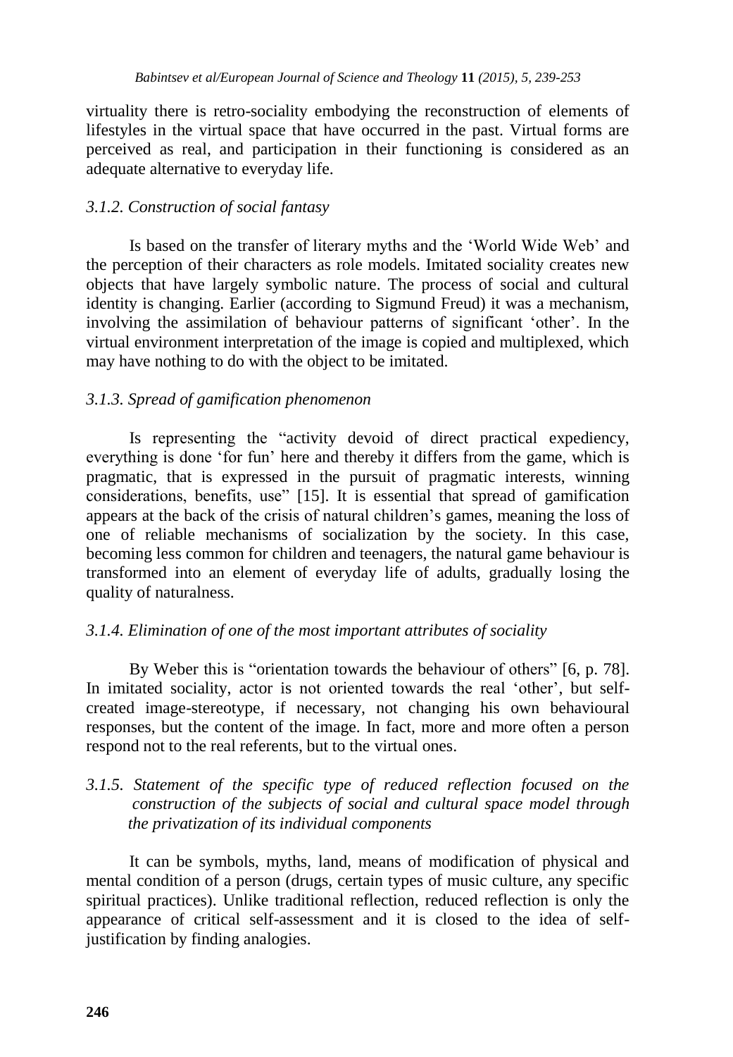virtuality there is retro-sociality embodying the reconstruction of elements of lifestyles in the virtual space that have occurred in the past. Virtual forms are perceived as real, and participation in their functioning is considered as an adequate alternative to everyday life.

#### *3.1.2. Construction of social fantasy*

Is based on the transfer of literary myths and the 'World Wide Web' and the perception of their characters as role models. Imitated sociality creates new objects that have largely symbolic nature. The process of social and cultural identity is changing. Earlier (according to Sigmund Freud) it was a mechanism, involving the assimilation of behaviour patterns of significant 'other'. In the virtual environment interpretation of the image is copied and multiplexed, which may have nothing to do with the object to be imitated.

#### *3.1.3. Spread of gamification phenomenon*

Is representing the "activity devoid of direct practical expediency, everything is done 'for fun' here and thereby it differs from the game, which is pragmatic, that is expressed in the pursuit of pragmatic interests, winning considerations, benefits, use" [15]. It is essential that spread of gamification appears at the back of the crisis of natural children's games, meaning the loss of one of reliable mechanisms of socialization by the society. In this case, becoming less common for children and teenagers, the natural game behaviour is transformed into an element of everyday life of adults, gradually losing the quality of naturalness.

#### *3.1.4. Elimination of one of the most important attributes of sociality*

By Weber this is "orientation towards the behaviour of others" [6, p. 78]. In imitated sociality, actor is not oriented towards the real 'other', but self-created image-stereotype, if necessary, not changing his own behavioural responses, but the content of the image. In fact, more and more often a person respond not to the real referents, but to the virtual ones.

#### *3.1.5. Statement of the specific type of reduced reflection focused on the construction of the subjects of social and cultural space model through the privatization of its individual components*

It can be symbols, myths, land, means of modification of physical and mental condition of a person (drugs, certain types of music culture, any specific spiritual practices). Unlike traditional reflection, reduced reflection is only the appearance of critical self-assessment and it is closed to the idea of self-justification by finding analogies.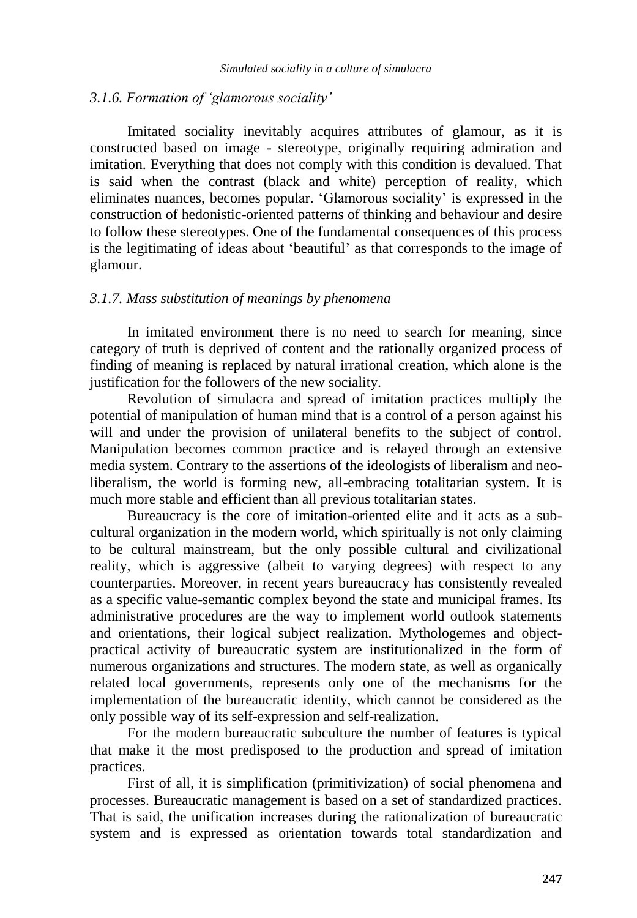### *3.1.6. Formation of 'glamorous sociality'*

Imitated sociality inevitably acquires attributes of glamour, as it is constructed based on image - stereotype, originally requiring admiration and imitation. Everything that does not comply with this condition is devalued. That is said when the contrast (black and white) perception of reality, which eliminates nuances, becomes popular. 'Glamorous sociality' is expressed in the construction of hedonistic-oriented patterns of thinking and behaviour and desire to follow these stereotypes. One of the fundamental consequences of this process is the legitimating of ideas about 'beautiful' as that corresponds to the image of glamour.

### *3.1.7. Mass substitution of meanings by phenomena*

In imitated environment there is no need to search for meaning, since category of truth is deprived of content and the rationally organized process of finding of meaning is replaced by natural irrational creation, which alone is the justification for the followers of the new sociality.

Revolution of simulacra and spread of imitation practices multiply the potential of manipulation of human mind that is a control of a person against his will and under the provision of unilateral benefits to the subject of control. Manipulation becomes common practice and is relayed through an extensive media system. Contrary to the assertions of the ideologists of liberalism and neo-liberalism, the world is forming new, all-embracing totalitarian system. It is much more stable and efficient than all previous totalitarian states.

Bureaucracy is the core of imitation-oriented elite and it acts as a sub-cultural organization in the modern world, which spiritually is not only claiming to be cultural mainstream, but the only possible cultural and civilizational reality, which is aggressive (albeit to varying degrees) with respect to any counterparties. Moreover, in recent years bureaucracy has consistently revealed as a specific value-semantic complex beyond the state and municipal frames. Its administrative procedures are the way to implement world outlook statements and orientations, their logical subject realization. Mythologemes and object-practical activity of bureaucratic system are institutionalized in the form of numerous organizations and structures. The modern state, as well as organically related local governments, represents only one of the mechanisms for the implementation of the bureaucratic identity, which cannot be considered as the only possible way of its self-expression and self-realization.

For the modern bureaucratic subculture the number of features is typical that make it the most predisposed to the production and spread of imitation practices.

First of all, it is simplification (primitivization) of social phenomena and processes. Bureaucratic management is based on a set of standardized practices. That is said, the unification increases during the rationalization of bureaucratic system and is expressed as orientation towards total standardization and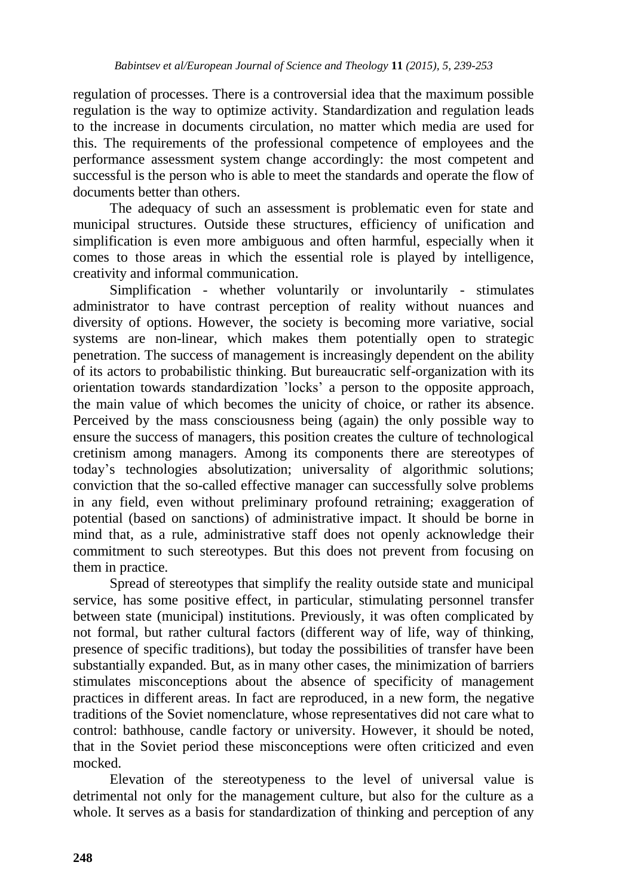regulation of processes. There is a controversial idea that the maximum possible regulation is the way to optimize activity. Standardization and regulation leads to the increase in documents circulation, no matter which media are used for this. The requirements of the professional competence of employees and the performance assessment system change accordingly: the most competent and successful is the person who is able to meet the standards and operate the flow of documents better than others.

The adequacy of such an assessment is problematic even for state and municipal structures. Outside these structures, efficiency of unification and simplification is even more ambiguous and often harmful, especially when it comes to those areas in which the essential role is played by intelligence, creativity and informal communication.

Simplification - whether voluntarily or involuntarily - stimulates administrator to have contrast perception of reality without nuances and diversity of options. However, the society is becoming more variative, social systems are non-linear, which makes them potentially open to strategic penetration. The success of management is increasingly dependent on the ability of its actors to probabilistic thinking. But bureaucratic self-organization with its orientation towards standardization 'locks' a person to the opposite approach, the main value of which becomes the unicity of choice, or rather its absence. Perceived by the mass consciousness being (again) the only possible way to ensure the success of managers, this position creates the culture of technological cretinism among managers. Among its components there are stereotypes of today's technologies absolutization; universality of algorithmic solutions; conviction that the so-called effective manager can successfully solve problems in any field, even without preliminary profound retraining; exaggeration of potential (based on sanctions) of administrative impact. It should be borne in mind that, as a rule, administrative staff does not openly acknowledge their commitment to such stereotypes. But this does not prevent from focusing on them in practice.

Spread of stereotypes that simplify the reality outside state and municipal service, has some positive effect, in particular, stimulating personnel transfer between state (municipal) institutions. Previously, it was often complicated by not formal, but rather cultural factors (different way of life, way of thinking, presence of specific traditions), but today the possibilities of transfer have been substantially expanded. But, as in many other cases, the minimization of barriers stimulates misconceptions about the absence of specificity of management practices in different areas. In fact are reproduced, in a new form, the negative traditions of the Soviet nomenclature, whose representatives did not care what to control: bathhouse, candle factory or university. However, it should be noted, that in the Soviet period these misconceptions were often criticized and even mocked.

Elevation of the stereotypeness to the level of universal value is detrimental not only for the management culture, but also for the culture as a whole. It serves as a basis for standardization of thinking and perception of any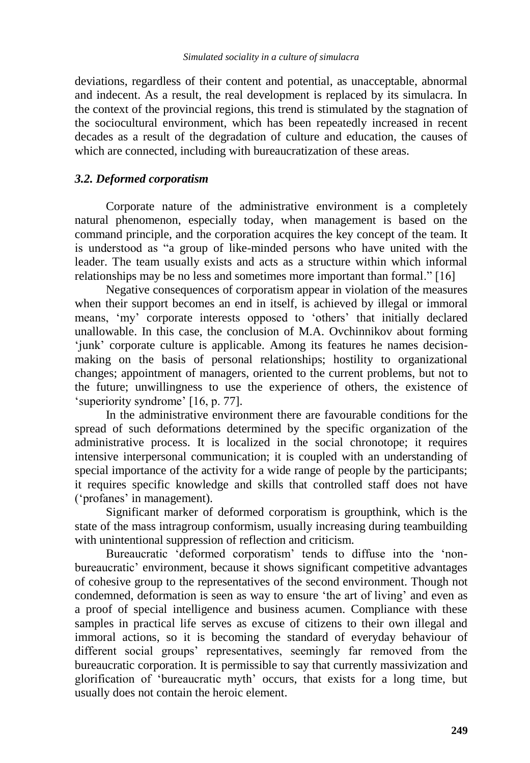deviations, regardless of their content and potential, as unacceptable, abnormal and indecent. As a result, the real development is replaced by its simulacra. In the context of the provincial regions, this trend is stimulated by the stagnation of the sociocultural environment, which has been repeatedly increased in recent decades as a result of the degradation of culture and education, the causes of which are connected, including with bureaucratization of these areas.

### *3.2. Deformed corporatism*

Corporate nature of the administrative environment is a completely natural phenomenon, especially today, when management is based on the command principle, and the corporation acquires the key concept of the team. It is understood as "a group of like-minded persons who have united with the leader. The team usually exists and acts as a structure within which informal relationships may be no less and sometimes more important than formal." [16]

Negative consequences of corporatism appear in violation of the measures when their support becomes an end in itself, is achieved by illegal or immoral means, 'my' corporate interests opposed to 'others' that initially declared unallowable. In this case, the conclusion of M.A. Ovchinnikov about forming 'junk' corporate culture is applicable. Among its features he names decision-making on the basis of personal relationships; hostility to organizational changes; appointment of managers, oriented to the current problems, but not to the future; unwillingness to use the experience of others, the existence of 'superiority syndrome' [16, p. 77].

In the administrative environment there are favourable conditions for the spread of such deformations determined by the specific organization of the administrative process. It is localized in the social chronotope; it requires intensive interpersonal communication; it is coupled with an understanding of special importance of the activity for a wide range of people by the participants; it requires specific knowledge and skills that controlled staff does not have ('profanes' in management).

Significant marker of deformed corporatism is groupthink, which is the state of the mass intragroup conformism, usually increasing during teambuilding with unintentional suppression of reflection and criticism.

Bureaucratic 'deformed corporatism' tends to diffuse into the 'non-bureaucratic' environment, because it shows significant competitive advantages of cohesive group to the representatives of the second environment. Though not condemned, deformation is seen as way to ensure 'the art of living' and even as a proof of special intelligence and business acumen. Compliance with these samples in practical life serves as excuse of citizens to their own illegal and immoral actions, so it is becoming the standard of everyday behaviour of different social groups' representatives, seemingly far removed from the bureaucratic corporation. It is permissible to say that currently massivization and glorification of 'bureaucratic myth' occurs, that exists for a long time, but usually does not contain the heroic element.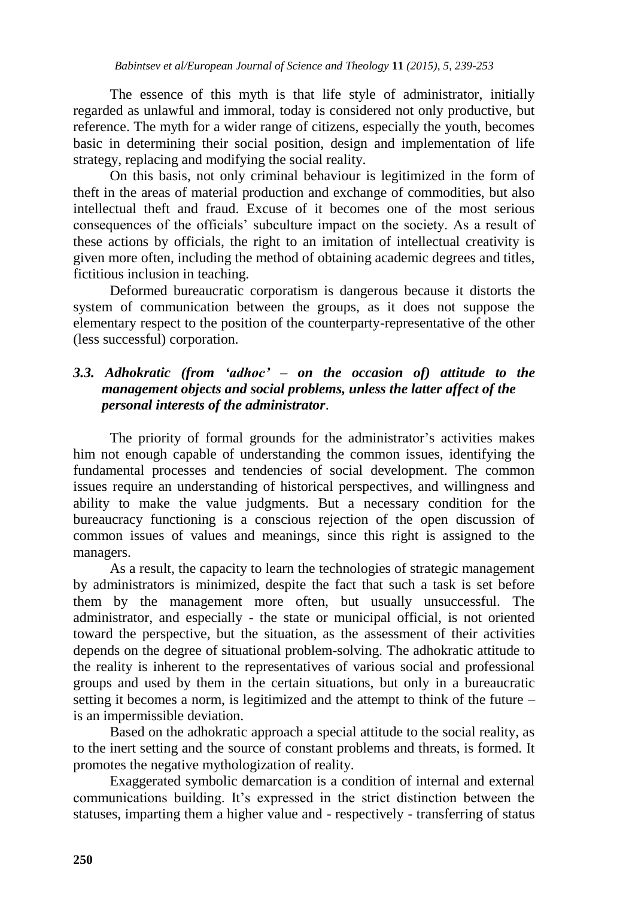The essence of this myth is that life style of administrator, initially regarded as unlawful and immoral, today is considered not only productive, but reference. The myth for a wider range of citizens, especially the youth, becomes basic in determining their social position, design and implementation of life strategy, replacing and modifying the social reality.

On this basis, not only criminal behaviour is legitimized in the form of theft in the areas of material production and exchange of commodities, but also intellectual theft and fraud. Excuse of it becomes one of the most serious consequences of the officials' subculture impact on the society. As a result of these actions by officials, the right to an imitation of intellectual creativity is given more often, including the method of obtaining academic degrees and titles, fictitious inclusion in teaching.

Deformed bureaucratic corporatism is dangerous because it distorts the system of communication between the groups, as it does not suppose the elementary respect to the position of the counterparty-representative of the other (less successful) corporation.

### *3.3. Adhokratic (from 'adhoc' – on the occasion of) attitude to the management objects and social problems, unless the latter affect of the personal interests of the administrator*.

The priority of formal grounds for the administrator's activities makes him not enough capable of understanding the common issues, identifying the fundamental processes and tendencies of social development. The common issues require an understanding of historical perspectives, and willingness and ability to make the value judgments. But a necessary condition for the bureaucracy functioning is a conscious rejection of the open discussion of common issues of values and meanings, since this right is assigned to the managers.

As a result, the capacity to learn the technologies of strategic management by administrators is minimized, despite the fact that such a task is set before them by the management more often, but usually unsuccessful. The administrator, and especially - the state or municipal official, is not oriented toward the perspective, but the situation, as the assessment of their activities depends on the degree of situational problem-solving. The adhokratic attitude to the reality is inherent to the representatives of various social and professional groups and used by them in the certain situations, but only in a bureaucratic setting it becomes a norm, is legitimized and the attempt to think of the future – is an impermissible deviation.

Based on the adhokratic approach a special attitude to the social reality, as to the inert setting and the source of constant problems and threats, is formed. It promotes the negative mythologization of reality.

Exaggerated symbolic demarcation is a condition of internal and external communications building. It's expressed in the strict distinction between the statuses, imparting them a higher value and - respectively - transferring of status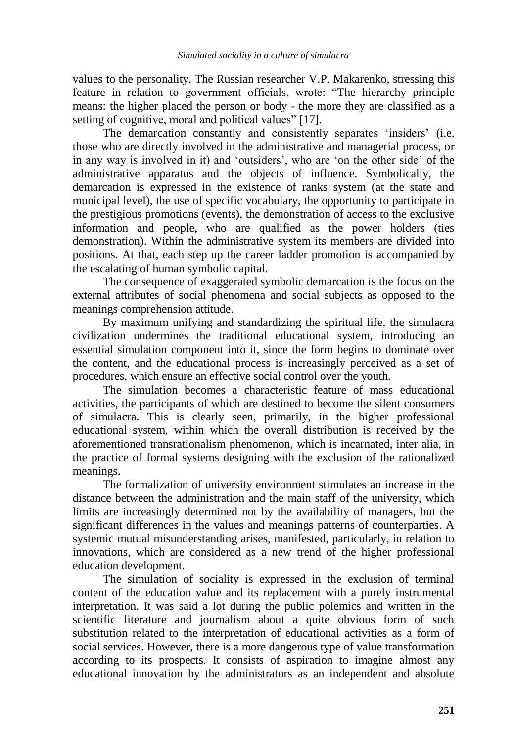values to the personality. The Russian researcher V.P. Makarenko, stressing this feature in relation to government officials, wrote: "The hierarchy principle means: the higher placed the person or body - the more they are classified as a setting of cognitive, moral and political values" [17].

The demarcation constantly and consistently separates 'insiders' (i.e. those who are directly involved in the administrative and managerial process, or in any way is involved in it) and 'outsiders', who are 'on the other side' of the administrative apparatus and the objects of influence. Symbolically, the demarcation is expressed in the existence of ranks system (at the state and municipal level), the use of specific vocabulary, the opportunity to participate in the prestigious promotions (events), the demonstration of access to the exclusive information and people, who are qualified as the power holders (ties demonstration). Within the administrative system its members are divided into positions. At that, each step up the career ladder promotion is accompanied by the escalating of human symbolic capital.

The consequence of exaggerated symbolic demarcation is the focus on the external attributes of social phenomena and social subjects as opposed to the meanings comprehension attitude.

By maximum unifying and standardizing the spiritual life, the simulacra civilization undermines the traditional educational system, introducing an essential simulation component into it, since the form begins to dominate over the content, and the educational process is increasingly perceived as a set of procedures, which ensure an effective social control over the youth.

The simulation becomes a characteristic feature of mass educational activities, the participants of which are destined to become the silent consumers of simulacra. This is clearly seen, primarily, in the higher professional educational system, within which the overall distribution is received by the aforementioned transrationalism phenomenon, which is incarnated, inter alia, in the practice of formal systems designing with the exclusion of the rationalized meanings.

The formalization of university environment stimulates an increase in the distance between the administration and the main staff of the university, which limits are increasingly determined not by the availability of managers, but the significant differences in the values and meanings patterns of counterparties. A systemic mutual misunderstanding arises, manifested, particularly, in relation to innovations, which are considered as a new trend of the higher professional education development.

The simulation of sociality is expressed in the exclusion of terminal content of the education value and its replacement with a purely instrumental interpretation. It was said a lot during the public polemics and written in the scientific literature and journalism about a quite obvious form of such substitution related to the interpretation of educational activities as a form of social services. However, there is a more dangerous type of value transformation according to its prospects. It consists of aspiration to imagine almost any educational innovation by the administrators as an independent and absolute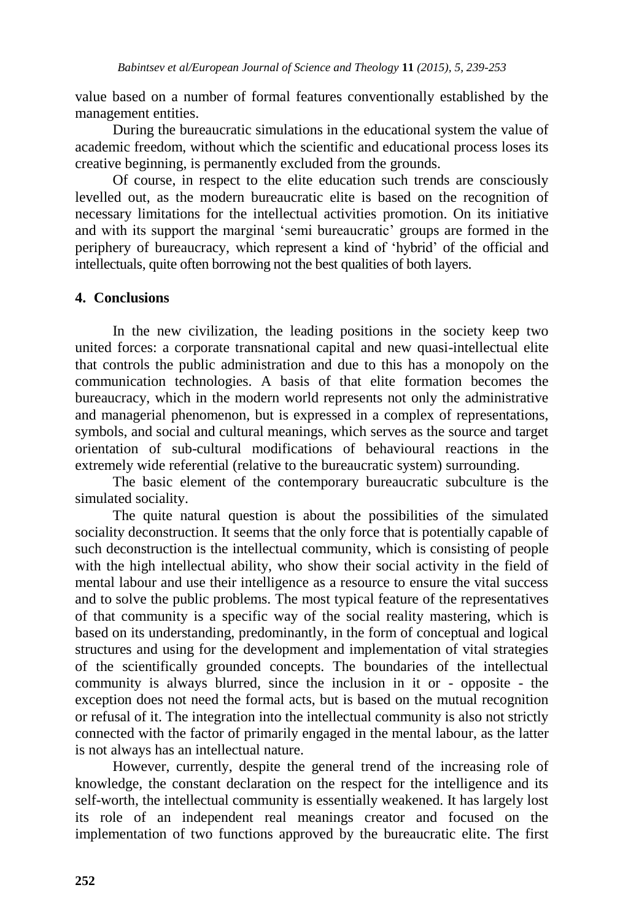value based on a number of formal features conventionally established by the management entities.

During the bureaucratic simulations in the educational system the value of academic freedom, without which the scientific and educational process loses its creative beginning, is permanently excluded from the grounds.

Of course, in respect to the elite education such trends are consciously levelled out, as the modern bureaucratic elite is based on the recognition of necessary limitations for the intellectual activities promotion. On its initiative and with its support the marginal 'semi bureaucratic' groups are formed in the periphery of bureaucracy, which represent a kind of 'hybrid' of the official and intellectuals, quite often borrowing not the best qualities of both layers.

## 4. Conclusions

In the new civilization, the leading positions in the society keep two united forces: a corporate transnational capital and new quasi-intellectual elite that controls the public administration and due to this has a monopoly on the communication technologies. A basis of that elite formation becomes the bureaucracy, which in the modern world represents not only the administrative and managerial phenomenon, but is expressed in a complex of representations, symbols, and social and cultural meanings, which serves as the source and target orientation of sub-cultural modifications of behavioural reactions in the extremely wide referential (relative to the bureaucratic system) surrounding.

The basic element of the contemporary bureaucratic subculture is the simulated sociality.

The quite natural question is about the possibilities of the simulated sociality deconstruction. It seems that the only force that is potentially capable of such deconstruction is the intellectual community, which is consisting of people with the high intellectual ability, who show their social activity in the field of mental labour and use their intelligence as a resource to ensure the vital success and to solve the public problems. The most typical feature of the representatives of that community is a specific way of the social reality mastering, which is based on its understanding, predominantly, in the form of conceptual and logical structures and using for the development and implementation of vital strategies of the scientifically grounded concepts. The boundaries of the intellectual community is always blurred, since the inclusion in it or - opposite - the exception does not need the formal acts, but is based on the mutual recognition or refusal of it. The integration into the intellectual community is also not strictly connected with the factor of primarily engaged in the mental labour, as the latter is not always has an intellectual nature.

However, currently, despite the general trend of the increasing role of knowledge, the constant declaration on the respect for the intelligence and its self-worth, the intellectual community is essentially weakened. It has largely lost its role of an independent real meanings creator and focused on the implementation of two functions approved by the bureaucratic elite. The first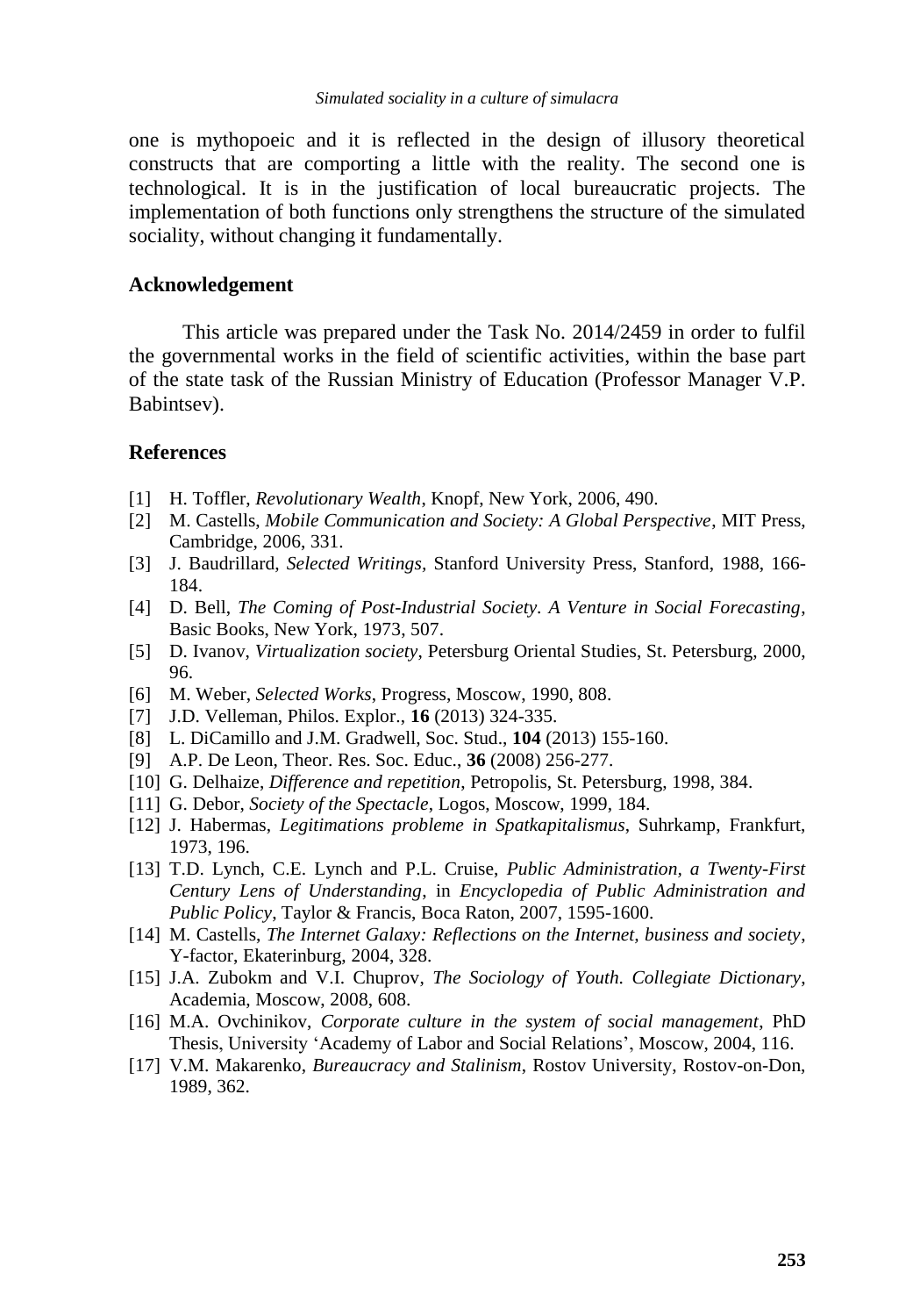one is mythopoeic and it is reflected in the design of illusory theoretical constructs that are comporting a little with the reality. The second one is technological. It is in the justification of local bureaucratic projects. The implementation of both functions only strengthens the structure of the simulated sociality, without changing it fundamentally.

## Acknowledgement

This article was prepared under the Task No. 2014/2459 in order to fulfil the governmental works in the field of scientific activities, within the base part of the state task of the Russian Ministry of Education (Professor Manager V.P. Babintsev).

## References

[1] H. Toffler, *Revolutionary Wealth*, Knopf, New York, 2006, 490.

[2] M. Castells, *Mobile Communication and Society: A Global Perspective*, MIT Press, Cambridge, 2006, 331.

[3] J. Baudrillard, *Selected Writings,* Stanford University Press, Stanford, 1988, 166-184.

[4] D. Bell, *The Coming of Post-Industrial Society. A Venture in Social Forecasting*, Basic Books, New York, 1973, 507.

[5] D. Ivanov, *Virtualization society*, Petersburg Oriental Studies, St. Petersburg, 2000, 96.

[6] M. Weber, *Selected Works*, Progress, Moscow, 1990, 808.

[7] J.D. Velleman, Philos. Explor., **16** (2013) 324-335.

[8] L. DiCamillo and J.M. Gradwell, Soc. Stud., **104** (2013) 155-160.

[9] A.P. De Leon, Theor. Res. Soc. Educ., **36** (2008) 256-277.

[10] G. Delhaize, *Difference and repetition*, Petropolis, St. Petersburg, 1998, 384.

[11] G. Debor, *Society of the Spectacle*, Logos, Moscow, 1999, 184.

[12] J. Habermas, *Legitimations probleme in Spatkapitalismus*, Suhrkamp, Frankfurt, 1973, 196.

[13] T.D. Lynch, C.E. Lynch and P.L. Cruise, *Public Administration, a Twenty-First Century Lens of Understanding*, in *Encyclopedia of Public Administration and Public Policy*, Taylor & Francis, Boca Raton, 2007, 1595-1600.

[14] M. Castells, *The Internet Galaxy: Reflections on the Internet, business and society*, Y-factor, Ekaterinburg, 2004, 328.

[15] J.A. Zubokm and V.I. Chuprov, *The Sociology of Youth. Collegiate Dictionary*, Academia, Moscow, 2008, 608.

[16] M.A. Ovchinikov, *Corporate culture in the system of social management*, PhD Thesis, University 'Academy of Labor and Social Relations', Moscow, 2004, 116.

[17] V.M. Makarenko, *Bureaucracy and Stalinism*, Rostov University, Rostov-on-Don, 1989, 362.